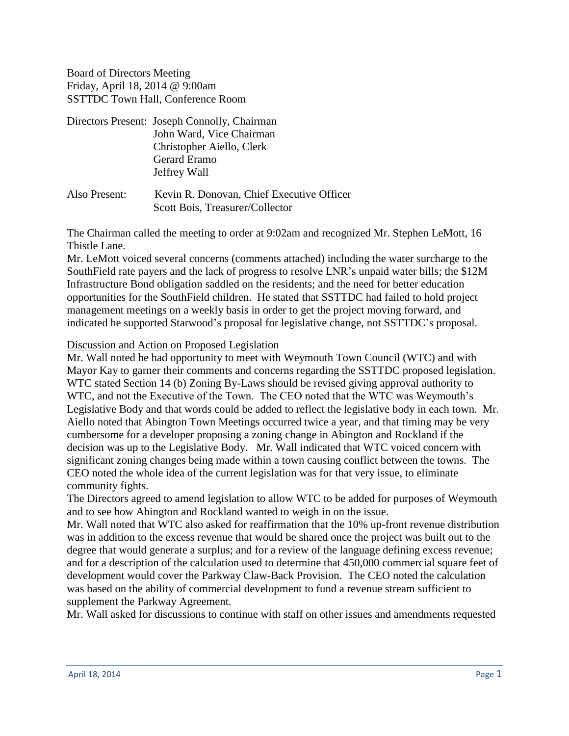Board of Directors Meeting
Friday, April 18, 2014 @ 9:00am
SSTTDC Town Hall, Conference Room

Directors Present: Joseph Connolly, Chairman
John Ward, Vice Chairman
Christopher Aiello, Clerk
Gerard Eramo
Jeffrey Wall

Also Present: Kevin R. Donovan, Chief Executive Officer
Scott Bois, Treasurer/Collector

The Chairman called the meeting to order at 9:02am and recognized Mr. Stephen LeMott, 16 Thistle Lane.

Mr. LeMott voiced several concerns (comments attached) including the water surcharge to the SouthField rate payers and the lack of progress to resolve LNR's unpaid water bills; the $12M Infrastructure Bond obligation saddled on the residents; and the need for better education opportunities for the SouthField children. He stated that SSTTDC had failed to hold project management meetings on a weekly basis in order to get the project moving forward, and indicated he supported Starwood's proposal for legislative change, not SSTTDC's proposal.

<u>Discussion and Action on Proposed Legislation</u>

Mr. Wall noted he had opportunity to meet with Weymouth Town Council (WTC) and with Mayor Kay to garner their comments and concerns regarding the SSTTDC proposed legislation. WTC stated Section 14 (b) Zoning By-Laws should be revised giving approval authority to WTC, and not the Executive of the Town. The CEO noted that the WTC was Weymouth's Legislative Body and that words could be added to reflect the legislative body in each town. Mr. Aiello noted that Abington Town Meetings occurred twice a year, and that timing may be very cumbersome for a developer proposing a zoning change in Abington and Rockland if the decision was up to the Legislative Body. Mr. Wall indicated that WTC voiced concern with significant zoning changes being made within a town causing conflict between the towns. The CEO noted the whole idea of the current legislation was for that very issue, to eliminate community fights.

The Directors agreed to amend legislation to allow WTC to be added for purposes of Weymouth and to see how Abington and Rockland wanted to weigh in on the issue.

Mr. Wall noted that WTC also asked for reaffirmation that the 10% up-front revenue distribution was in addition to the excess revenue that would be shared once the project was built out to the degree that would generate a surplus; and for a review of the language defining excess revenue; and for a description of the calculation used to determine that 450,000 commercial square feet of development would cover the Parkway Claw-Back Provision. The CEO noted the calculation was based on the ability of commercial development to fund a revenue stream sufficient to supplement the Parkway Agreement.

Mr. Wall asked for discussions to continue with staff on other issues and amendments requested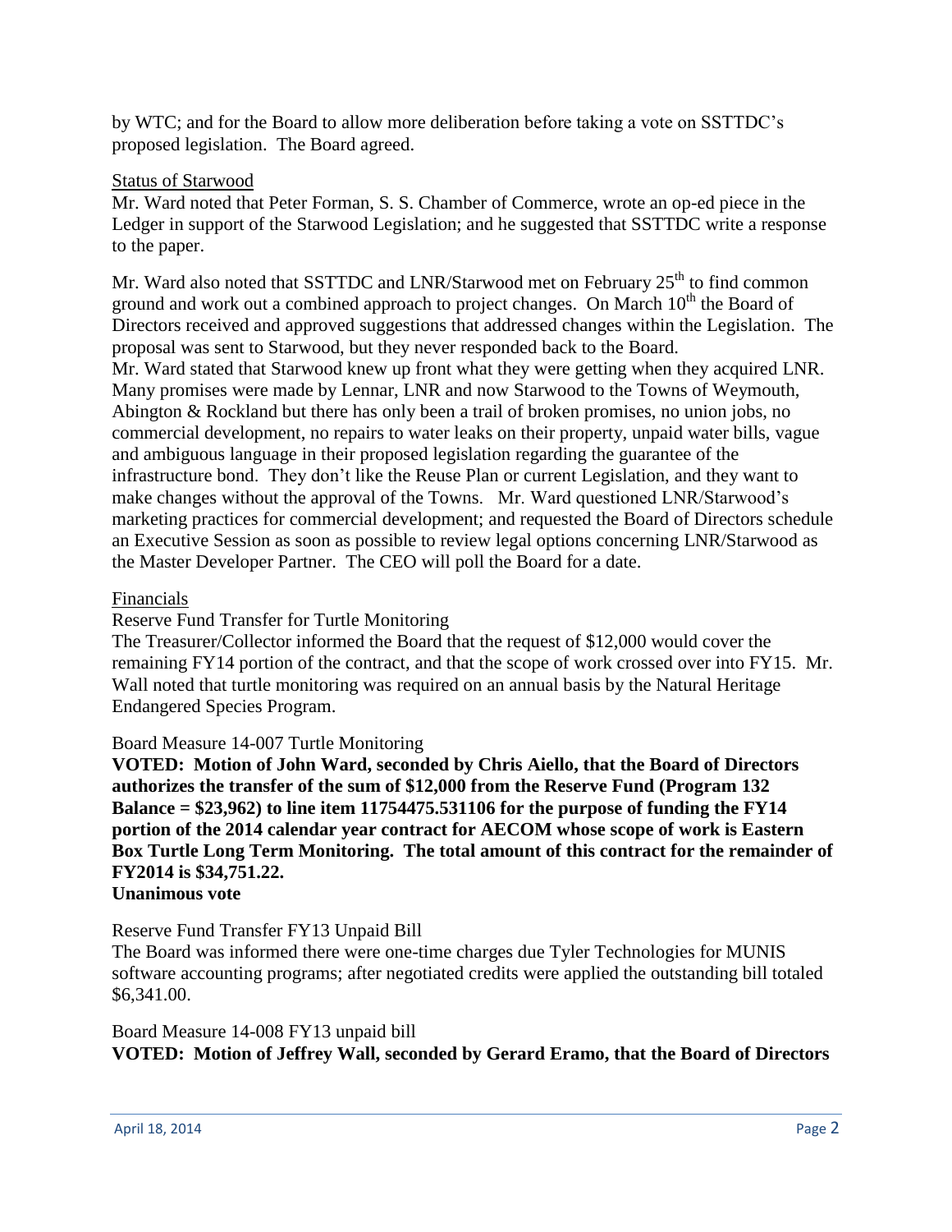by WTC; and for the Board to allow more deliberation before taking a vote on SSTTDC's proposed legislation. The Board agreed.

Status of Starwood

Mr. Ward noted that Peter Forman, S. S. Chamber of Commerce, wrote an op-ed piece in the Ledger in support of the Starwood Legislation; and he suggested that SSTTDC write a response to the paper.

Mr. Ward also noted that SSTTDC and LNR/Starwood met on February 25th to find common ground and work out a combined approach to project changes. On March 10th the Board of Directors received and approved suggestions that addressed changes within the Legislation. The proposal was sent to Starwood, but they never responded back to the Board.
Mr. Ward stated that Starwood knew up front what they were getting when they acquired LNR. Many promises were made by Lennar, LNR and now Starwood to the Towns of Weymouth, Abington & Rockland but there has only been a trail of broken promises, no union jobs, no commercial development, no repairs to water leaks on their property, unpaid water bills, vague and ambiguous language in their proposed legislation regarding the guarantee of the infrastructure bond. They don't like the Reuse Plan or current Legislation, and they want to make changes without the approval of the Towns. Mr. Ward questioned LNR/Starwood's marketing practices for commercial development; and requested the Board of Directors schedule an Executive Session as soon as possible to review legal options concerning LNR/Starwood as the Master Developer Partner. The CEO will poll the Board for a date.

Financials

Reserve Fund Transfer for Turtle Monitoring

The Treasurer/Collector informed the Board that the request of $12,000 would cover the remaining FY14 portion of the contract, and that the scope of work crossed over into FY15. Mr. Wall noted that turtle monitoring was required on an annual basis by the Natural Heritage Endangered Species Program.

Board Measure 14-007 Turtle Monitoring

**VOTED: Motion of John Ward, seconded by Chris Aiello, that the Board of Directors authorizes the transfer of the sum of $12,000 from the Reserve Fund (Program 132 Balance = $23,962) to line item 11754475.531106 for the purpose of funding the FY14 portion of the 2014 calendar year contract for AECOM whose scope of work is Eastern Box Turtle Long Term Monitoring. The total amount of this contract for the remainder of FY2014 is $34,751.22.**
**Unanimous vote**

Reserve Fund Transfer FY13 Unpaid Bill

The Board was informed there were one-time charges due Tyler Technologies for MUNIS software accounting programs; after negotiated credits were applied the outstanding bill totaled $6,341.00.

Board Measure 14-008 FY13 unpaid bill

**VOTED: Motion of Jeffrey Wall, seconded by Gerard Eramo, that the Board of Directors**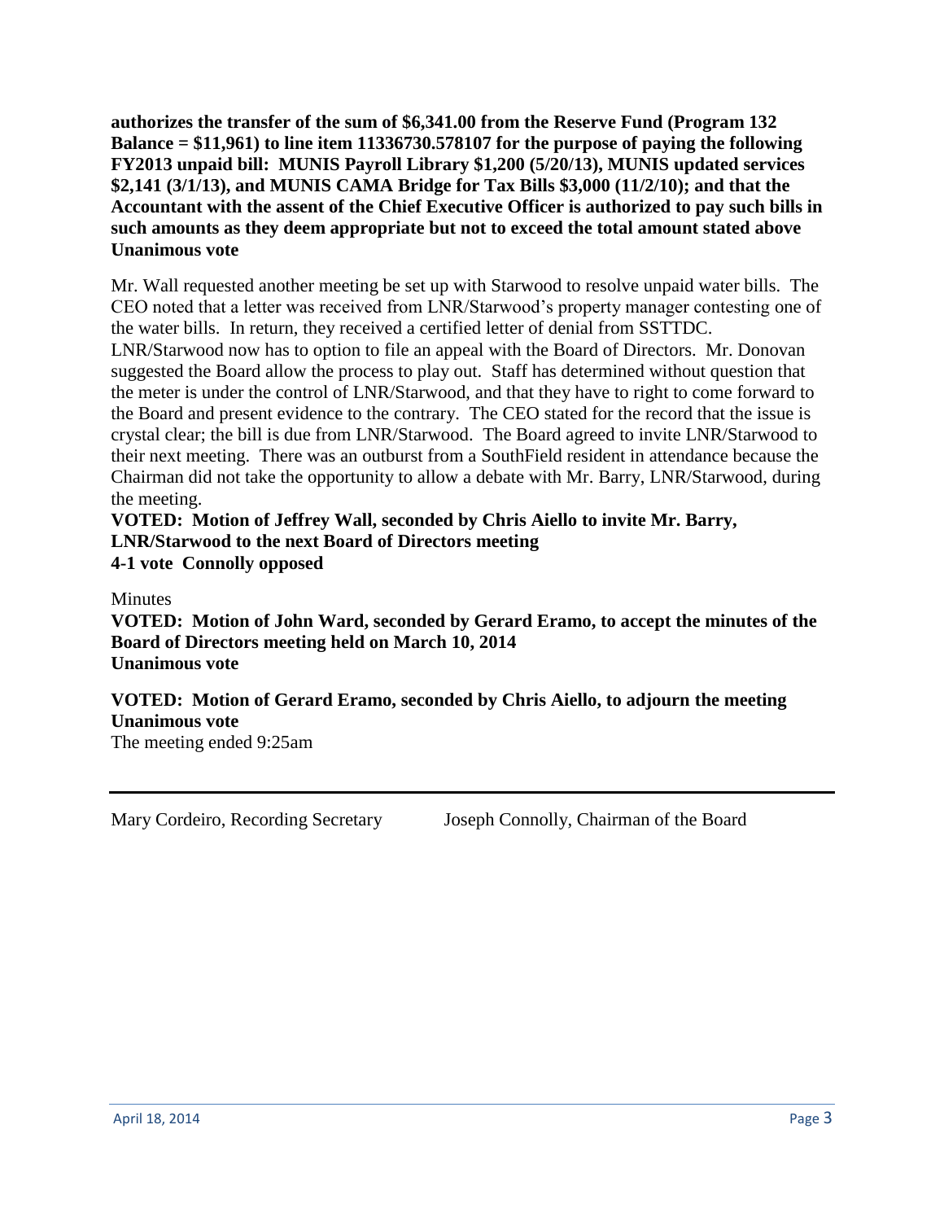**authorizes the transfer of the sum of $6,341.00 from the Reserve Fund (Program 132 Balance = $11,961) to line item 11336730.578107 for the purpose of paying the following FY2013 unpaid bill: MUNIS Payroll Library $1,200 (5/20/13), MUNIS updated services $2,141 (3/1/13), and MUNIS CAMA Bridge for Tax Bills $3,000 (11/2/10); and that the Accountant with the assent of the Chief Executive Officer is authorized to pay such bills in such amounts as they deem appropriate but not to exceed the total amount stated above**
**Unanimous vote**

Mr. Wall requested another meeting be set up with Starwood to resolve unpaid water bills. The CEO noted that a letter was received from LNR/Starwood's property manager contesting one of the water bills. In return, they received a certified letter of denial from SSTTDC. LNR/Starwood now has to option to file an appeal with the Board of Directors. Mr. Donovan suggested the Board allow the process to play out. Staff has determined without question that the meter is under the control of LNR/Starwood, and that they have to right to come forward to the Board and present evidence to the contrary. The CEO stated for the record that the issue is crystal clear; the bill is due from LNR/Starwood. The Board agreed to invite LNR/Starwood to their next meeting. There was an outburst from a SouthField resident in attendance because the Chairman did not take the opportunity to allow a debate with Mr. Barry, LNR/Starwood, during the meeting.

**VOTED: Motion of Jeffrey Wall, seconded by Chris Aiello to invite Mr. Barry, LNR/Starwood to the next Board of Directors meeting**
**4-1 vote Connolly opposed**

Minutes

**VOTED: Motion of John Ward, seconded by Gerard Eramo, to accept the minutes of the Board of Directors meeting held on March 10, 2014**
**Unanimous vote**

**VOTED: Motion of Gerard Eramo, seconded by Chris Aiello, to adjourn the meeting**
**Unanimous vote**

The meeting ended 9:25am

---

Mary Cordeiro, Recording Secretary Joseph Connolly, Chairman of the Board